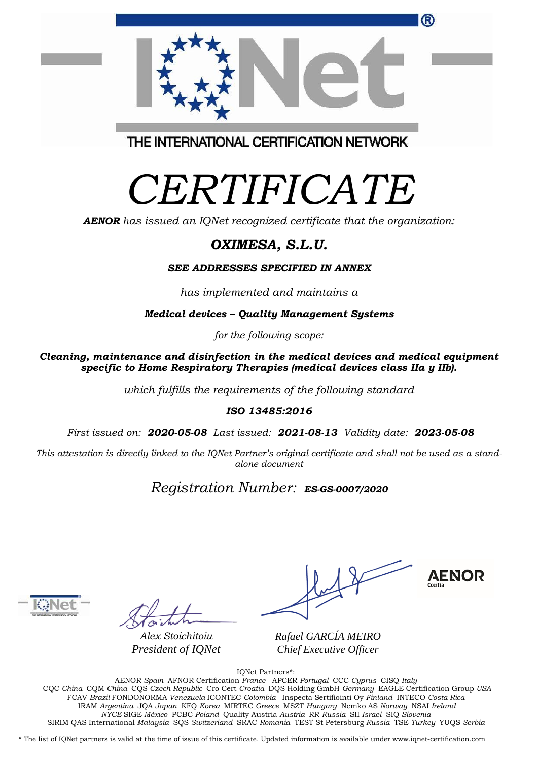THE INTERNATIONAL CERTIFICATION NETWORK

# *CERTIFICATE*

***AENOR*** *has issued an IQNet recognized certificate that the organization:*

## ***OXIMESA, S.L.U.***

***SEE ADDRESSES SPECIFIED IN ANNEX***

*has implemented and maintains a*

***Medical devices – Quality Management Systems***

*for the following scope:*

***Cleaning, maintenance and disinfection in the medical devices and medical equipment specific to Home Respiratory Therapies (medical devices class IIa y IIb).***

*which fulfills the requirements of the following standard*

***ISO 13485:2016***

*First issued on:* ***2020-05-08*** *Last issued:* ***2021-08-13*** *Validity date:* ***2023-05-08***

*This attestation is directly linked to the IQNet Partner's original certificate and shall not be used as a stand-alone document*

*Registration Number:* ***ES-GS-0007/2020***

*Alex Stoichitoiu*
*President of IQNet*

*Rafael GARCÍA MEIRO*
*Chief Executive Officer*

AENOR Confía

IQNet Partners*:

AENOR *Spain* AFNOR Certification *France* APCER *Portugal* CCC *Cyprus* CISQ *Italy*
CQC *China* CQM *China* CQS *Czech Republic* Cro Cert *Croatia* DQS Holding GmbH *Germany* EAGLE Certification Group *USA*
FCAV *Brazil* FONDONORMA *Venezuela* ICONTEC *Colombia* Inspecta Sertifiointi Oy *Finland* INTECO *Costa Rica*
IRAM *Argentina* JQA *Japan* KFQ *Korea* MIRTEC *Greece* MSZT *Hungary* Nemko AS *Norway* NSAI *Ireland*
*NYCE*-SIGE *México* PCBC *Poland* Quality Austria *Austria* RR *Russia* SII *Israel* SIQ *Slovenia*
SIRIM QAS International *Malaysia* SQS *Switzerland* SRAC *Romania* TEST St Petersburg *Russia* TSE *Turkey* YUQS *Serbia*

\* The list of IQNet partners is valid at the time of issue of this certificate. Updated information is available under www.iqnet-certification.com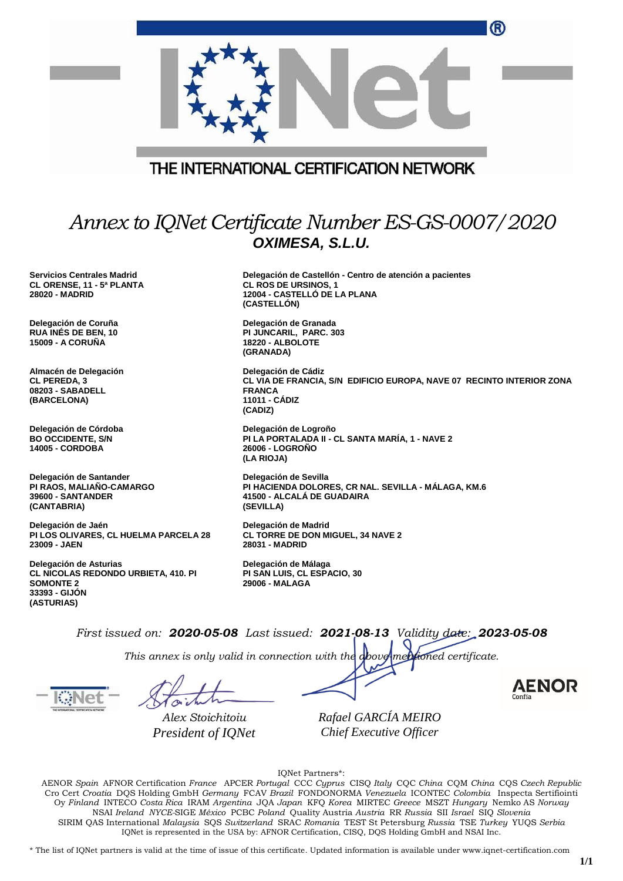THE INTERNATIONAL CERTIFICATION NETWORK

# *Annex to IQNet Certificate Number ES-GS-0007/2020*

## ***OXIMESA, S.L.U.***

**Servicios Centrales Madrid**
**CL ORENSE, 11 - 5ª PLANTA**
**28020 - MADRID**

**Delegación de Coruña**
**RUA INÉS DE BEN, 10**
**15009 - A CORUÑA**

**Almacén de Delegación**
**CL PEREDA, 3**
**08203 - SABADELL**
**(BARCELONA)**

**Delegación de Córdoba**
**BO OCCIDENTE, S/N**
**14005 - CORDOBA**

**Delegación de Santander**
**PI RAOS, MALIAÑO-CAMARGO**
**39600 - SANTANDER**
**(CANTABRIA)**

**Delegación de Jaén**
**PI LOS OLIVARES, CL HUELMA PARCELA 28**
**23009 - JAEN**

**Delegación de Asturias**
**CL NICOLAS REDONDO URBIETA, 410. PI SOMONTE 2**
**33393 - GIJÓN**
**(ASTURIAS)**

**Delegación de Castellón - Centro de atención a pacientes**
**CL ROS DE URSINOS, 1**
**12004 - CASTELLÓ DE LA PLANA**
**(CASTELLÓN)**

**Delegación de Granada**
**PI JUNCARIL, PARC. 303**
**18220 - ALBOLOTE**
**(GRANADA)**

**Delegación de Cádiz**
**CL VIA DE FRANCIA, S/N EDIFICIO EUROPA, NAVE 07 RECINTO INTERIOR ZONA FRANCA**
**11011 - CÁDIZ**
**(CADIZ)**

**Delegación de Logroño**
**PI LA PORTALADA II - CL SANTA MARÍA, 1 - NAVE 2**
**26006 - LOGROÑO**
**(LA RIOJA)**

**Delegación de Sevilla**
**PI HACIENDA DOLORES, CR NAL. SEVILLA - MÁLAGA, KM.6**
**41500 - ALCALÁ DE GUADAIRA**
**(SEVILLA)**

**Delegación de Madrid**
**CL TORRE DE DON MIGUEL, 34 NAVE 2**
**28031 - MADRID**

**Delegación de Málaga**
**PI SAN LUIS, CL ESPACIO, 30**
**29006 - MALAGA**

*First issued on:* ***2020-05-08*** *Last issued:* ***2021-08-13*** *Validity date:* ***2023-05-08***

*This annex is only valid in connection with the above-mentioned certificate.*

AENOR Confía

*Alex Stoichitoiu*
*President of IQNet*

*Rafael GARCÍA MEIRO*
*Chief Executive Officer*

IQNet Partners*:

AENOR *Spain* AFNOR Certification *France* APCER *Portugal* CCC *Cyprus* CISQ *Italy* CQC *China* CQM *China* CQS *Czech Republic* Cro Cert *Croatia* DQS Holding GmbH *Germany* FCAV *Brazil* FONDONORMA *Venezuela* ICONTEC *Colombia* Inspecta Sertifiointi Oy *Finland* INTECO *Costa Rica* IRAM *Argentina* JQA *Japan* KFQ *Korea* MIRTEC *Greece* MSZT *Hungary* Nemko AS *Norway* NSAI *Ireland* *NYCE*-SIGE *México* PCBC *Poland* Quality Austria *Austria* RR *Russia* SII *Israel* SIQ *Slovenia* SIRIM QAS International *Malaysia* SQS *Switzerland* SRAC *Romania* TEST St Petersburg *Russia* TSE *Turkey* YUQS *Serbia*
IQNet is represented in the USA by: AFNOR Certification, CISQ, DQS Holding GmbH and NSAI Inc.

\* The list of IQNet partners is valid at the time of issue of this certificate. Updated information is available under www.iqnet-certification.com